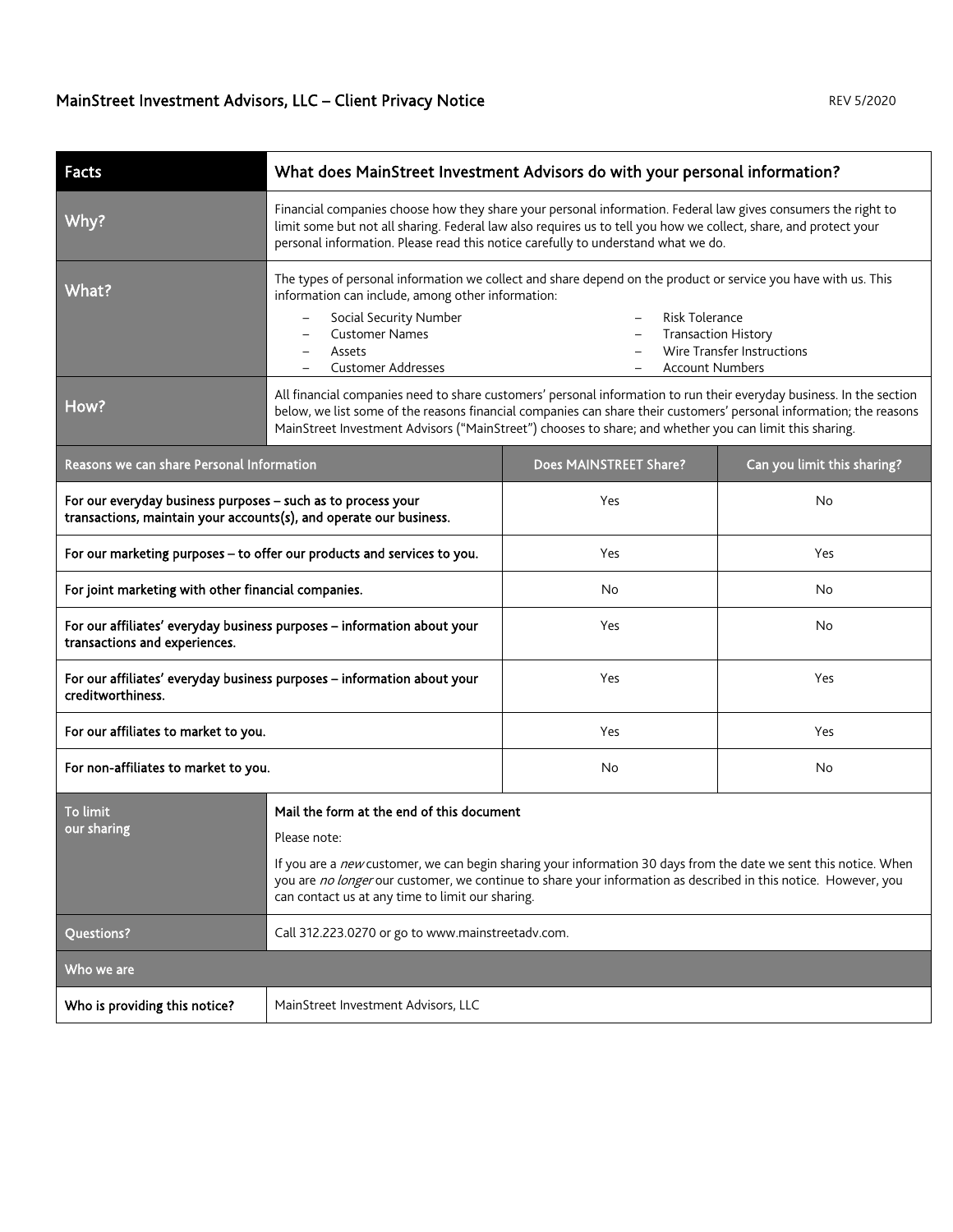# MainStreet Investment Advisors, LLC – Client Privacy Notice

REV 5/2020

| Facts | What does MainStreet Investment Advisors do with your personal information? |
|---|---|
| Why? | Financial companies choose how they share your personal information. Federal law gives consumers the right to limit some but not all sharing. Federal law also requires us to tell you how we collect, share, and protect your personal information. Please read this notice carefully to understand what we do. |
| What? | The types of personal information we collect and share depend on the product or service you have with us. This information can include, among other information:<br>– Social Security Number<br>– Customer Names<br>– Assets<br>– Customer Addresses<br>– Risk Tolerance<br>– Transaction History<br>– Wire Transfer Instructions<br>– Account Numbers |
| How? | All financial companies need to share customers' personal information to run their everyday business. In the section below, we list some of the reasons financial companies can share their customers' personal information; the reasons MainStreet Investment Advisors ("MainStreet") chooses to share; and whether you can limit this sharing. |

| Reasons we can share Personal Information | Does MAINSTREET Share? | Can you limit this sharing? |
|---|---|---|
| **For our everyday business purposes – such as to process your transactions, maintain your accounts(s), and operate our business.** | Yes | No |
| **For our marketing purposes – to offer our products and services to you.** | Yes | Yes |
| **For joint marketing with other financial companies.** | No | No |
| **For our affiliates' everyday business purposes – information about your transactions and experiences.** | Yes | No |
| **For our affiliates' everyday business purposes – information about your creditworthiness.** | Yes | Yes |
| **For our affiliates to market to you.** | Yes | Yes |
| **For non-affiliates to market to you.** | No | No |

| To limit our sharing | **Mail the form at the end of this document**<br>Please note:<br>If you are a *new* customer, we can begin sharing your information 30 days from the date we sent this notice. When you are *no longer* our customer, we continue to share your information as described in this notice. However, you can contact us at any time to limit our sharing. |
|---|---|
| Questions? | Call 312.223.0270 or go to www.mainstreetadv.com. |

| Who we are | |
|---|---|
| **Who is providing this notice?** | MainStreet Investment Advisors, LLC |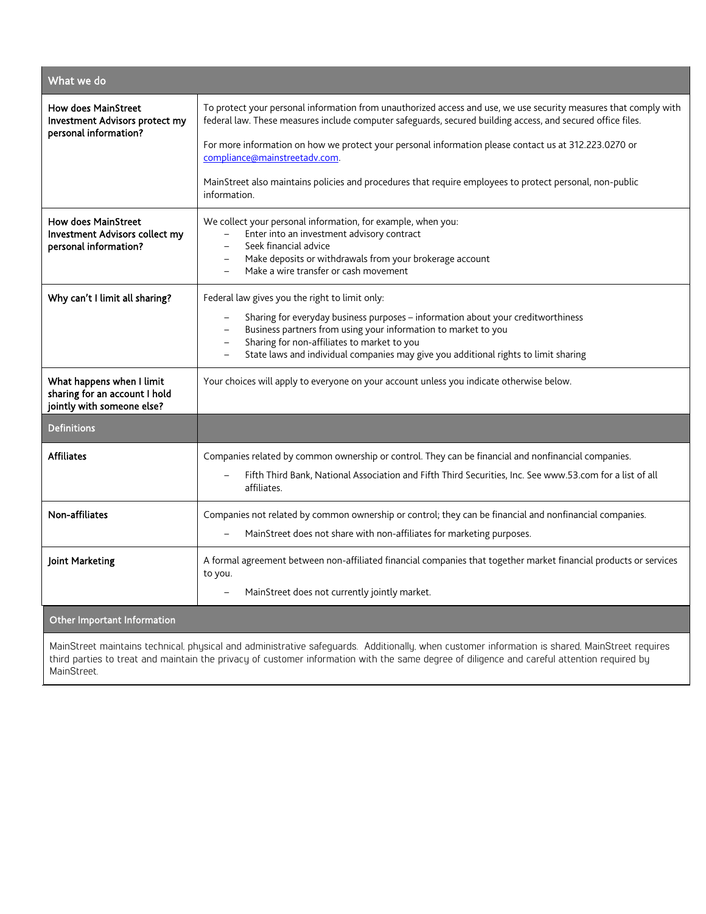| What we do | |
|---|---|
| **How does MainStreet Investment Advisors protect my personal information?** | To protect your personal information from unauthorized access and use, we use security measures that comply with federal law. These measures include computer safeguards, secured building access, and secured office files.<br><br>For more information on how we protect your personal information please contact us at 312.223.0270 or compliance@mainstreetadv.com.<br><br>MainStreet also maintains policies and procedures that require employees to protect personal, non-public information. |
| **How does MainStreet Investment Advisors collect my personal information?** | We collect your personal information, for example, when you:<br>– Enter into an investment advisory contract<br>– Seek financial advice<br>– Make deposits or withdrawals from your brokerage account<br>– Make a wire transfer or cash movement |
| **Why can't I limit all sharing?** | Federal law gives you the right to limit only:<br>– Sharing for everyday business purposes – information about your creditworthiness<br>– Business partners from using your information to market to you<br>– Sharing for non-affiliates to market to you<br>– State laws and individual companies may give you additional rights to limit sharing |
| **What happens when I limit sharing for an account I hold jointly with someone else?** | Your choices will apply to everyone on your account unless you indicate otherwise below. |
| **Definitions** | |
| **Affiliates** | Companies related by common ownership or control. They can be financial and nonfinancial companies.<br>– Fifth Third Bank, National Association and Fifth Third Securities, Inc. See www.53.com for a list of all affiliates. |
| **Non-affiliates** | Companies not related by common ownership or control; they can be financial and nonfinancial companies.<br>– MainStreet does not share with non-affiliates for marketing purposes. |
| **Joint Marketing** | A formal agreement between non-affiliated financial companies that together market financial products or services to you.<br>– MainStreet does not currently jointly market. |

## Other Important Information

MainStreet maintains technical, physical and administrative safeguards. Additionally, when customer information is shared, MainStreet requires third parties to treat and maintain the privacy of customer information with the same degree of diligence and careful attention required by MainStreet.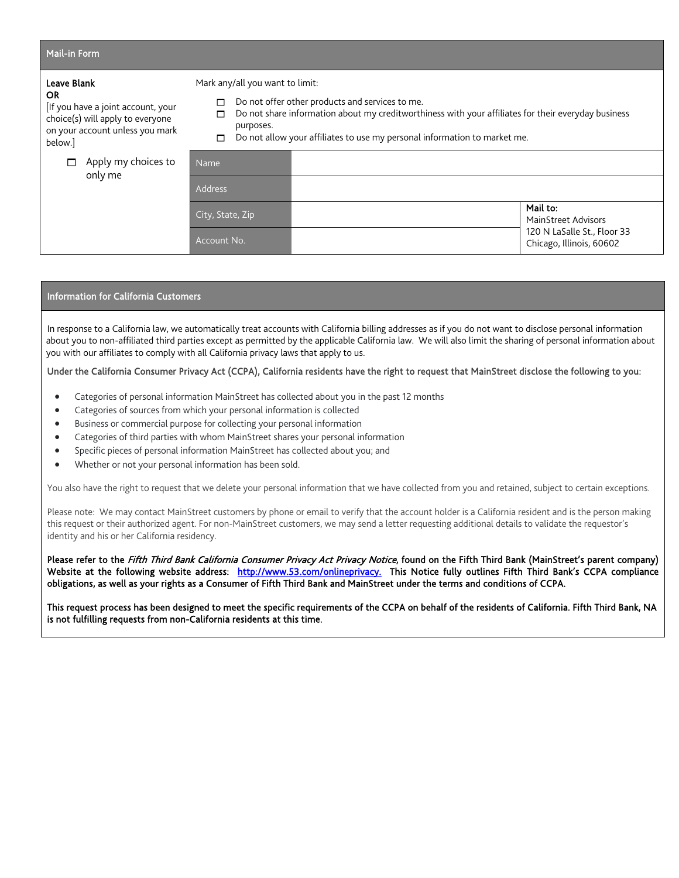## Mail-in Form

**Leave Blank**
**OR**
[If you have a joint account, your choice(s) will apply to everyone on your account unless you mark below.]

- ☐ Apply my choices to only me

Mark any/all you want to limit:

- ☐ Do not offer other products and services to me.
- ☐ Do not share information about my creditworthiness with your affiliates for their everyday business purposes.
- ☐ Do not allow your affiliates to use my personal information to market me.

| | | |
|---|---|---|
| Name | | |
| Address | | |
| City, State, Zip | | **Mail to:** MainStreet Advisors 120 N LaSalle St., Floor 33 Chicago, Illinois, 60602 |
| Account No. | | |

## Information for California Customers

In response to a California law, we automatically treat accounts with California billing addresses as if you do not want to disclose personal information about you to non-affiliated third parties except as permitted by the applicable California law. We will also limit the sharing of personal information about you with our affiliates to comply with all California privacy laws that apply to us.

Under the California Consumer Privacy Act (CCPA), California residents have the right to request that MainStreet disclose the following to you:

- Categories of personal information MainStreet has collected about you in the past 12 months
- Categories of sources from which your personal information is collected
- Business or commercial purpose for collecting your personal information
- Categories of third parties with whom MainStreet shares your personal information
- Specific pieces of personal information MainStreet has collected about you; and
- Whether or not your personal information has been sold.

You also have the right to request that we delete your personal information that we have collected from you and retained, subject to certain exceptions.

Please note: We may contact MainStreet customers by phone or email to verify that the account holder is a California resident and is the person making this request or their authorized agent. For non-MainStreet customers, we may send a letter requesting additional details to validate the requestor's identity and his or her California residency.

**Please refer to the *Fifth Third Bank California Consumer Privacy Act Privacy Notice*, found on the Fifth Third Bank (MainStreet's parent company) Website at the following website address: [http://www.53.com/onlineprivacy.](http://www.53.com/onlineprivacy) This Notice fully outlines Fifth Third Bank's CCPA compliance obligations, as well as your rights as a Consumer of Fifth Third Bank and MainStreet under the terms and conditions of CCPA.**

**This request process has been designed to meet the specific requirements of the CCPA on behalf of the residents of California. Fifth Third Bank, NA is not fulfilling requests from non-California residents at this time.**